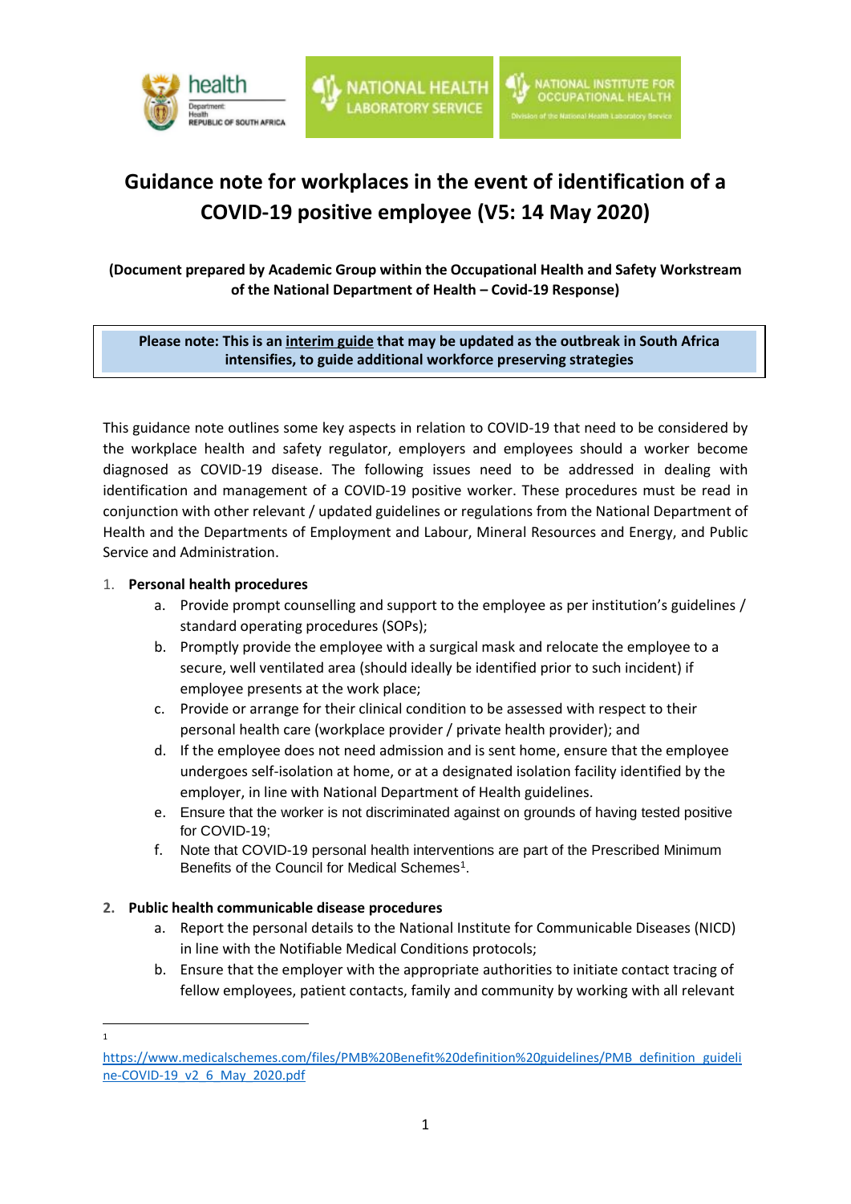# Guidance note for workplaces in the event of identification of a COVID-19 positive employee (V5: 14 May 2020)

**(Document prepared by Academic Group within the Occupational Health and Safety Workstream of the National Department of Health – Covid-19 Response)**

**Please note: This is an interim guide that may be updated as the outbreak in South Africa intensifies, to guide additional workforce preserving strategies**

This guidance note outlines some key aspects in relation to COVID-19 that need to be considered by the workplace health and safety regulator, employers and employees should a worker become diagnosed as COVID-19 disease. The following issues need to be addressed in dealing with identification and management of a COVID-19 positive worker. These procedures must be read in conjunction with other relevant / updated guidelines or regulations from the National Department of Health and the Departments of Employment and Labour, Mineral Resources and Energy, and Public Service and Administration.

1. **Personal health procedures**
   a. Provide prompt counselling and support to the employee as per institution's guidelines / standard operating procedures (SOPs);
   b. Promptly provide the employee with a surgical mask and relocate the employee to a secure, well ventilated area (should ideally be identified prior to such incident) if employee presents at the work place;
   c. Provide or arrange for their clinical condition to be assessed with respect to their personal health care (workplace provider / private health provider); and
   d. If the employee does not need admission and is sent home, ensure that the employee undergoes self-isolation at home, or at a designated isolation facility identified by the employer, in line with National Department of Health guidelines.
   e. Ensure that the worker is not discriminated against on grounds of having tested positive for COVID-19;
   f. Note that COVID-19 personal health interventions are part of the Prescribed Minimum Benefits of the Council for Medical Schemes[1].

2. **Public health communicable disease procedures**
   a. Report the personal details to the National Institute for Communicable Diseases (NICD) in line with the Notifiable Medical Conditions protocols;
   b. Ensure that the employer with the appropriate authorities to initiate contact tracing of fellow employees, patient contacts, family and community by working with all relevant

[1] https://www.medicalschemes.com/files/PMB%20Benefit%20definition%20guidelines/PMB_definition_guideline-COVID-19_v2_6_May_2020.pdf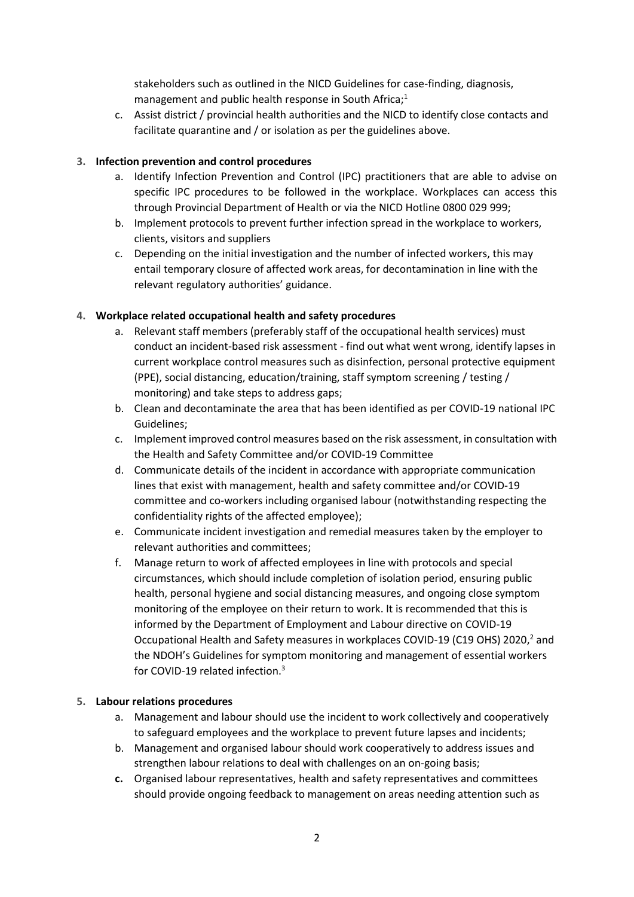stakeholders such as outlined in the NICD Guidelines for case-finding, diagnosis, management and public health response in South Africa;[1]

c. Assist district / provincial health authorities and the NICD to identify close contacts and facilitate quarantine and / or isolation as per the guidelines above.

**3. Infection prevention and control procedures**

a. Identify Infection Prevention and Control (IPC) practitioners that are able to advise on specific IPC procedures to be followed in the workplace. Workplaces can access this through Provincial Department of Health or via the NICD Hotline 0800 029 999;

b. Implement protocols to prevent further infection spread in the workplace to workers, clients, visitors and suppliers

c. Depending on the initial investigation and the number of infected workers, this may entail temporary closure of affected work areas, for decontamination in line with the relevant regulatory authorities' guidance.

**4. Workplace related occupational health and safety procedures**

a. Relevant staff members (preferably staff of the occupational health services) must conduct an incident-based risk assessment - find out what went wrong, identify lapses in current workplace control measures such as disinfection, personal protective equipment (PPE), social distancing, education/training, staff symptom screening / testing / monitoring) and take steps to address gaps;

b. Clean and decontaminate the area that has been identified as per COVID-19 national IPC Guidelines;

c. Implement improved control measures based on the risk assessment, in consultation with the Health and Safety Committee and/or COVID-19 Committee

d. Communicate details of the incident in accordance with appropriate communication lines that exist with management, health and safety committee and/or COVID-19 committee and co-workers including organised labour (notwithstanding respecting the confidentiality rights of the affected employee);

e. Communicate incident investigation and remedial measures taken by the employer to relevant authorities and committees;

f. Manage return to work of affected employees in line with protocols and special circumstances, which should include completion of isolation period, ensuring public health, personal hygiene and social distancing measures, and ongoing close symptom monitoring of the employee on their return to work. It is recommended that this is informed by the Department of Employment and Labour directive on COVID-19 Occupational Health and Safety measures in workplaces COVID-19 (C19 OHS) 2020,[2] and the NDOH's Guidelines for symptom monitoring and management of essential workers for COVID-19 related infection.[3]

**5. Labour relations procedures**

a. Management and labour should use the incident to work collectively and cooperatively to safeguard employees and the workplace to prevent future lapses and incidents;

b. Management and organised labour should work cooperatively to address issues and strengthen labour relations to deal with challenges on an on-going basis;

**c.** Organised labour representatives, health and safety representatives and committees should provide ongoing feedback to management on areas needing attention such as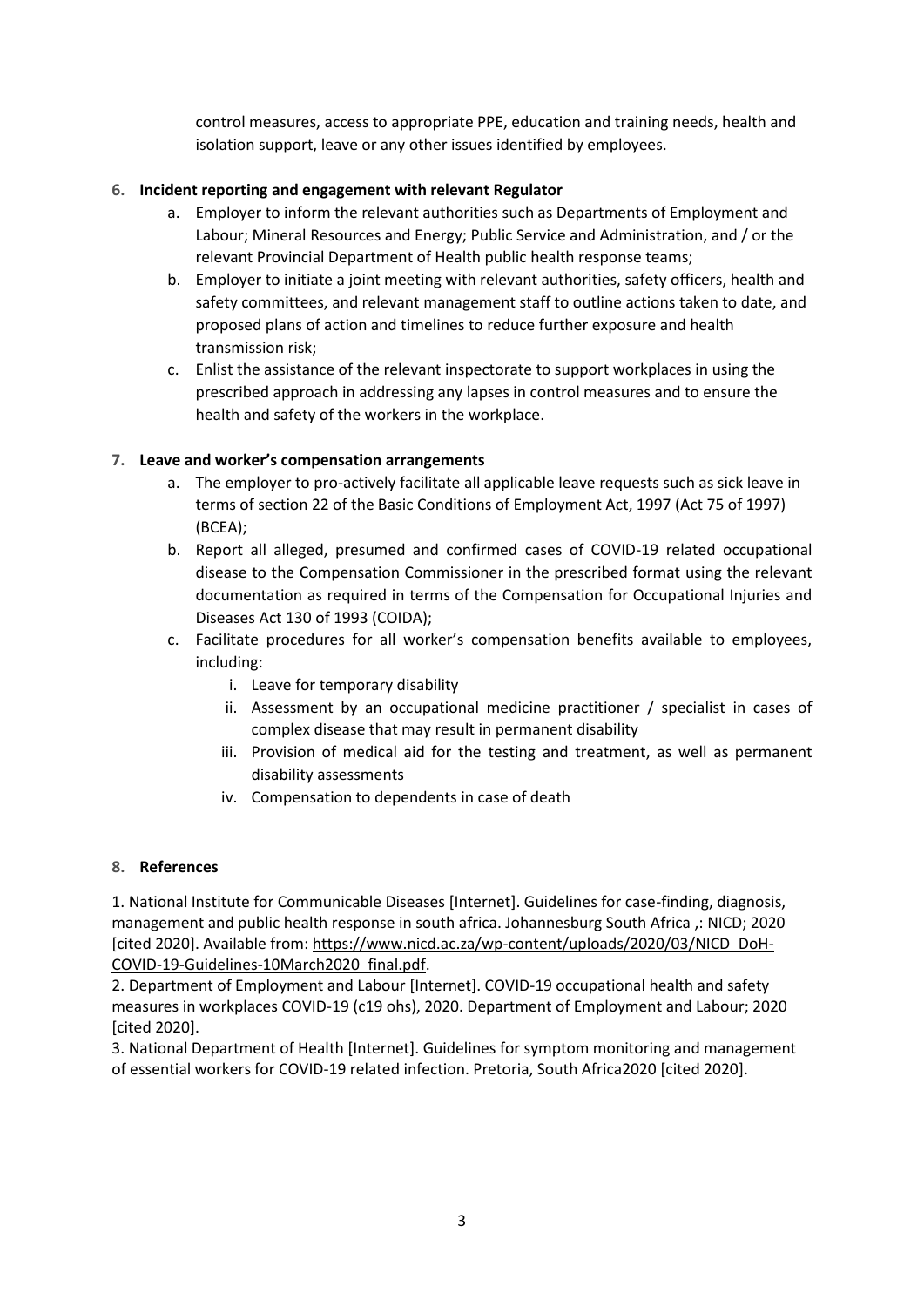control measures, access to appropriate PPE, education and training needs, health and isolation support, leave or any other issues identified by employees.

6. **Incident reporting and engagement with relevant Regulator**
   a. Employer to inform the relevant authorities such as Departments of Employment and Labour; Mineral Resources and Energy; Public Service and Administration, and / or the relevant Provincial Department of Health public health response teams;
   b. Employer to initiate a joint meeting with relevant authorities, safety officers, health and safety committees, and relevant management staff to outline actions taken to date, and proposed plans of action and timelines to reduce further exposure and health transmission risk;
   c. Enlist the assistance of the relevant inspectorate to support workplaces in using the prescribed approach in addressing any lapses in control measures and to ensure the health and safety of the workers in the workplace.

7. **Leave and worker's compensation arrangements**
   a. The employer to pro-actively facilitate all applicable leave requests such as sick leave in terms of section 22 of the Basic Conditions of Employment Act, 1997 (Act 75 of 1997) (BCEA);
   b. Report all alleged, presumed and confirmed cases of COVID-19 related occupational disease to the Compensation Commissioner in the prescribed format using the relevant documentation as required in terms of the Compensation for Occupational Injuries and Diseases Act 130 of 1993 (COIDA);
   c. Facilitate procedures for all worker's compensation benefits available to employees, including:
      i. Leave for temporary disability
      ii. Assessment by an occupational medicine practitioner / specialist in cases of complex disease that may result in permanent disability
      iii. Provision of medical aid for the testing and treatment, as well as permanent disability assessments
      iv. Compensation to dependents in case of death

8. **References**

1. National Institute for Communicable Diseases [Internet]. Guidelines for case-finding, diagnosis, management and public health response in south africa. Johannesburg South Africa ,: NICD; 2020 [cited 2020]. Available from: https://www.nicd.ac.za/wp-content/uploads/2020/03/NICD_DoH-COVID-19-Guidelines-10March2020_final.pdf.
2. Department of Employment and Labour [Internet]. COVID-19 occupational health and safety measures in workplaces COVID-19 (c19 ohs), 2020. Department of Employment and Labour; 2020 [cited 2020].
3. National Department of Health [Internet]. Guidelines for symptom monitoring and management of essential workers for COVID-19 related infection. Pretoria, South Africa2020 [cited 2020].